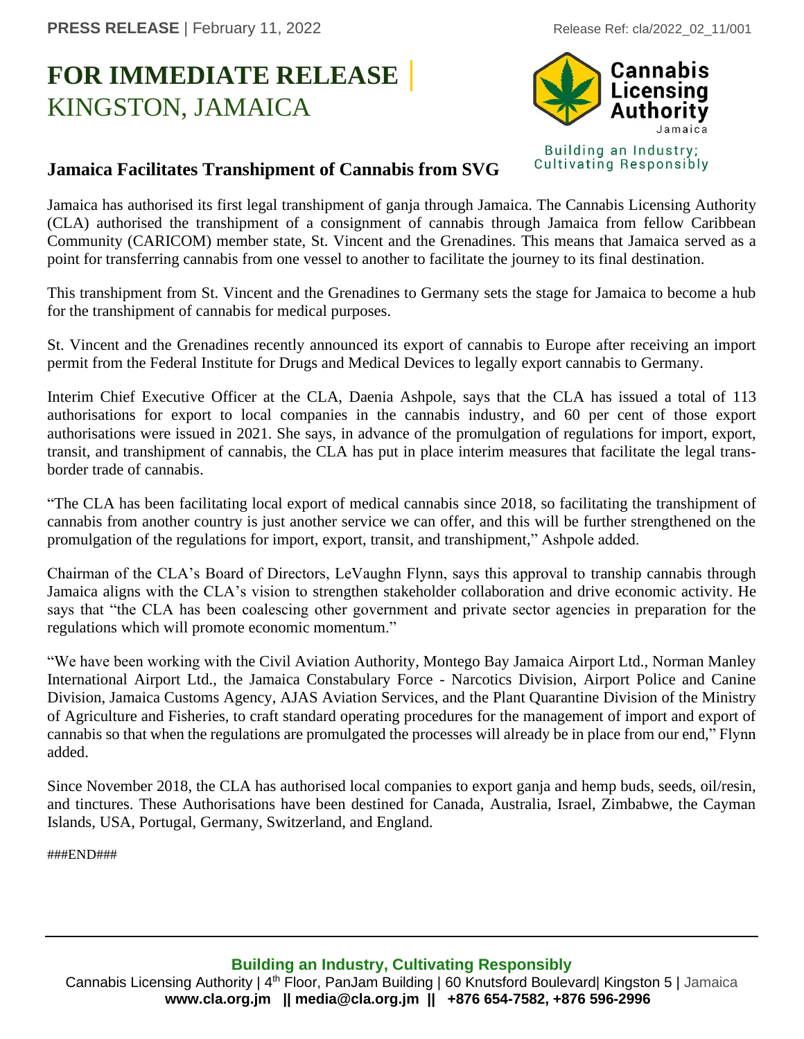**PRESS RELEASE** | February 11, 2022

Release Ref: cla/2022_02_11/001

# FOR IMMEDIATE RELEASE | KINGSTON, JAMAICA

Cannabis Licensing Authority Jamaica

Building an Industry; Cultivating Responsibly

## Jamaica Facilitates Transhipment of Cannabis from SVG

Jamaica has authorised its first legal transhipment of ganja through Jamaica. The Cannabis Licensing Authority (CLA) authorised the transhipment of a consignment of cannabis through Jamaica from fellow Caribbean Community (CARICOM) member state, St. Vincent and the Grenadines. This means that Jamaica served as a point for transferring cannabis from one vessel to another to facilitate the journey to its final destination.

This transhipment from St. Vincent and the Grenadines to Germany sets the stage for Jamaica to become a hub for the transhipment of cannabis for medical purposes.

St. Vincent and the Grenadines recently announced its export of cannabis to Europe after receiving an import permit from the Federal Institute for Drugs and Medical Devices to legally export cannabis to Germany.

Interim Chief Executive Officer at the CLA, Daenia Ashpole, says that the CLA has issued a total of 113 authorisations for export to local companies in the cannabis industry, and 60 per cent of those export authorisations were issued in 2021. She says, in advance of the promulgation of regulations for import, export, transit, and transhipment of cannabis, the CLA has put in place interim measures that facilitate the legal trans-border trade of cannabis.

"The CLA has been facilitating local export of medical cannabis since 2018, so facilitating the transhipment of cannabis from another country is just another service we can offer, and this will be further strengthened on the promulgation of the regulations for import, export, transit, and transhipment," Ashpole added.

Chairman of the CLA's Board of Directors, LeVaughn Flynn, says this approval to tranship cannabis through Jamaica aligns with the CLA's vision to strengthen stakeholder collaboration and drive economic activity. He says that "the CLA has been coalescing other government and private sector agencies in preparation for the regulations which will promote economic momentum."

"We have been working with the Civil Aviation Authority, Montego Bay Jamaica Airport Ltd., Norman Manley International Airport Ltd., the Jamaica Constabulary Force - Narcotics Division, Airport Police and Canine Division, Jamaica Customs Agency, AJAS Aviation Services, and the Plant Quarantine Division of the Ministry of Agriculture and Fisheries, to craft standard operating procedures for the management of import and export of cannabis so that when the regulations are promulgated the processes will already be in place from our end," Flynn added.

Since November 2018, the CLA has authorised local companies to export ganja and hemp buds, seeds, oil/resin, and tinctures. These Authorisations have been destined for Canada, Australia, Israel, Zimbabwe, the Cayman Islands, USA, Portugal, Germany, Switzerland, and England.

###END###

**Building an Industry, Cultivating Responsibly**

Cannabis Licensing Authority | 4th Floor, PanJam Building | 60 Knutsford Boulevard| Kingston 5 | Jamaica

**www.cla.org.jm || media@cla.org.jm || +876 654-7582, +876 596-2996**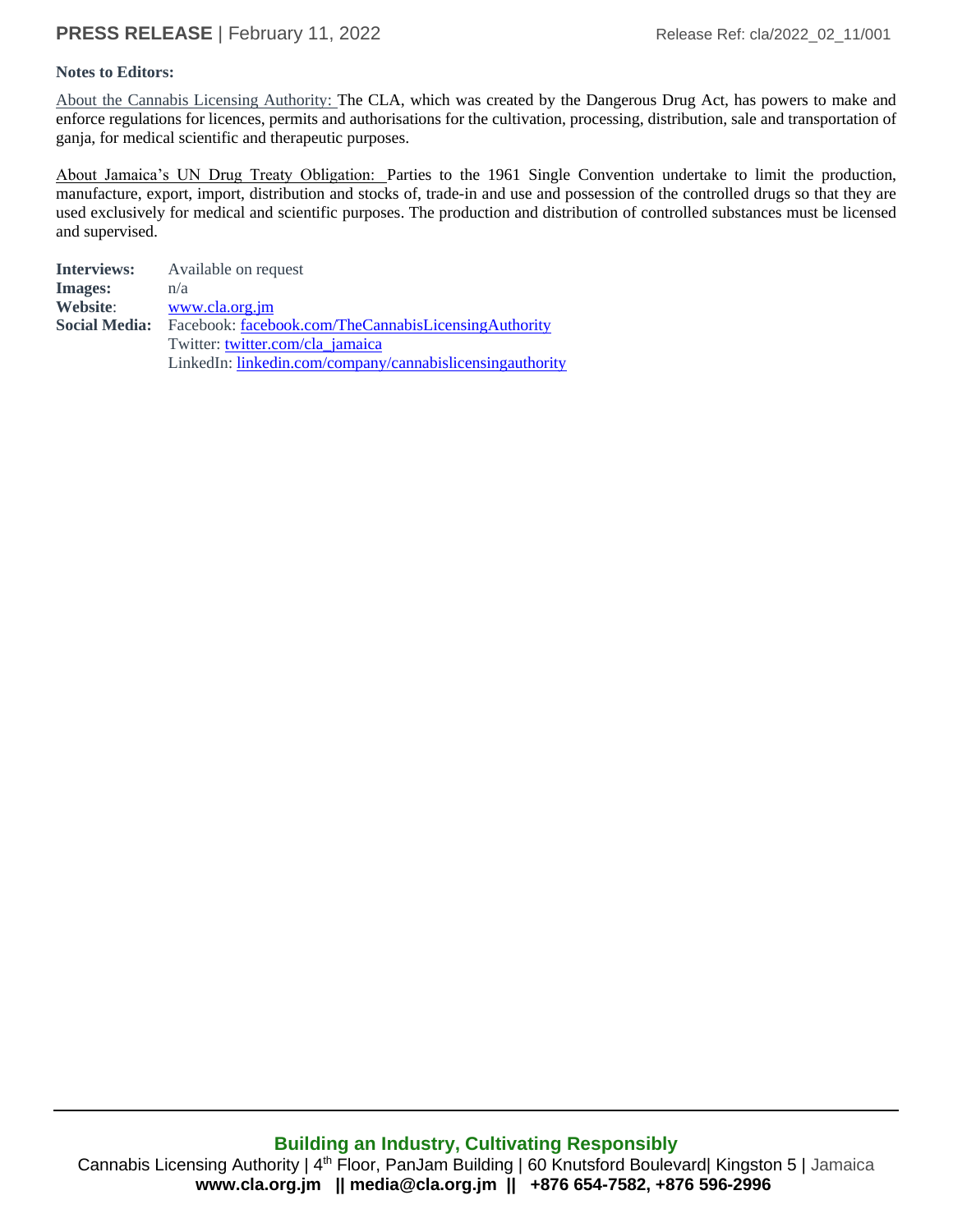**Notes to Editors:**

About the Cannabis Licensing Authority: The CLA, which was created by the Dangerous Drug Act, has powers to make and enforce regulations for licences, permits and authorisations for the cultivation, processing, distribution, sale and transportation of ganja, for medical scientific and therapeutic purposes.

About Jamaica's UN Drug Treaty Obligation: Parties to the 1961 Single Convention undertake to limit the production, manufacture, export, import, distribution and stocks of, trade-in and use and possession of the controlled drugs so that they are used exclusively for medical and scientific purposes. The production and distribution of controlled substances must be licensed and supervised.

**Interviews:** Available on request
**Images:** n/a
**Website**: www.cla.org.jm
**Social Media:** Facebook: facebook.com/TheCannabisLicensingAuthority
Twitter: twitter.com/cla_jamaica
LinkedIn: linkedin.com/company/cannabislicensingauthority

**Building an Industry, Cultivating Responsibly**

Cannabis Licensing Authority | 4th Floor, PanJam Building | 60 Knutsford Boulevard| Kingston 5 | Jamaica
**www.cla.org.jm || media@cla.org.jm || +876 654-7582, +876 596-2996**